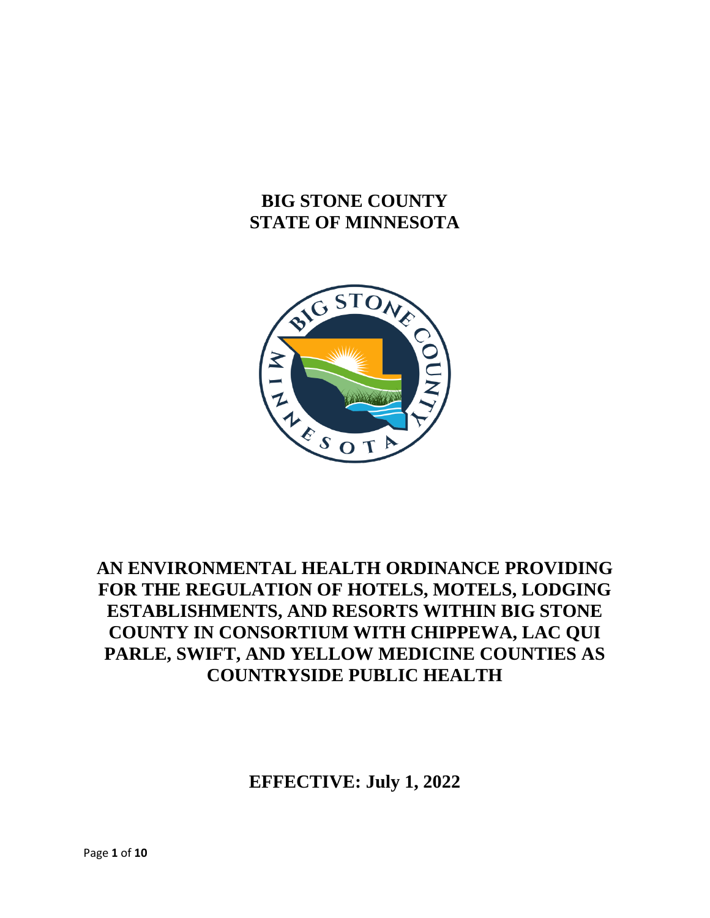# BIG STONE COUNTY
# STATE OF MINNESOTA

# AN ENVIRONMENTAL HEALTH ORDINANCE PROVIDING FOR THE REGULATION OF HOTELS, MOTELS, LODGING ESTABLISHMENTS, AND RESORTS WITHIN BIG STONE COUNTY IN CONSORTIUM WITH CHIPPEWA, LAC QUI PARLE, SWIFT, AND YELLOW MEDICINE COUNTIES AS COUNTRYSIDE PUBLIC HEALTH

**EFFECTIVE: July 1, 2022**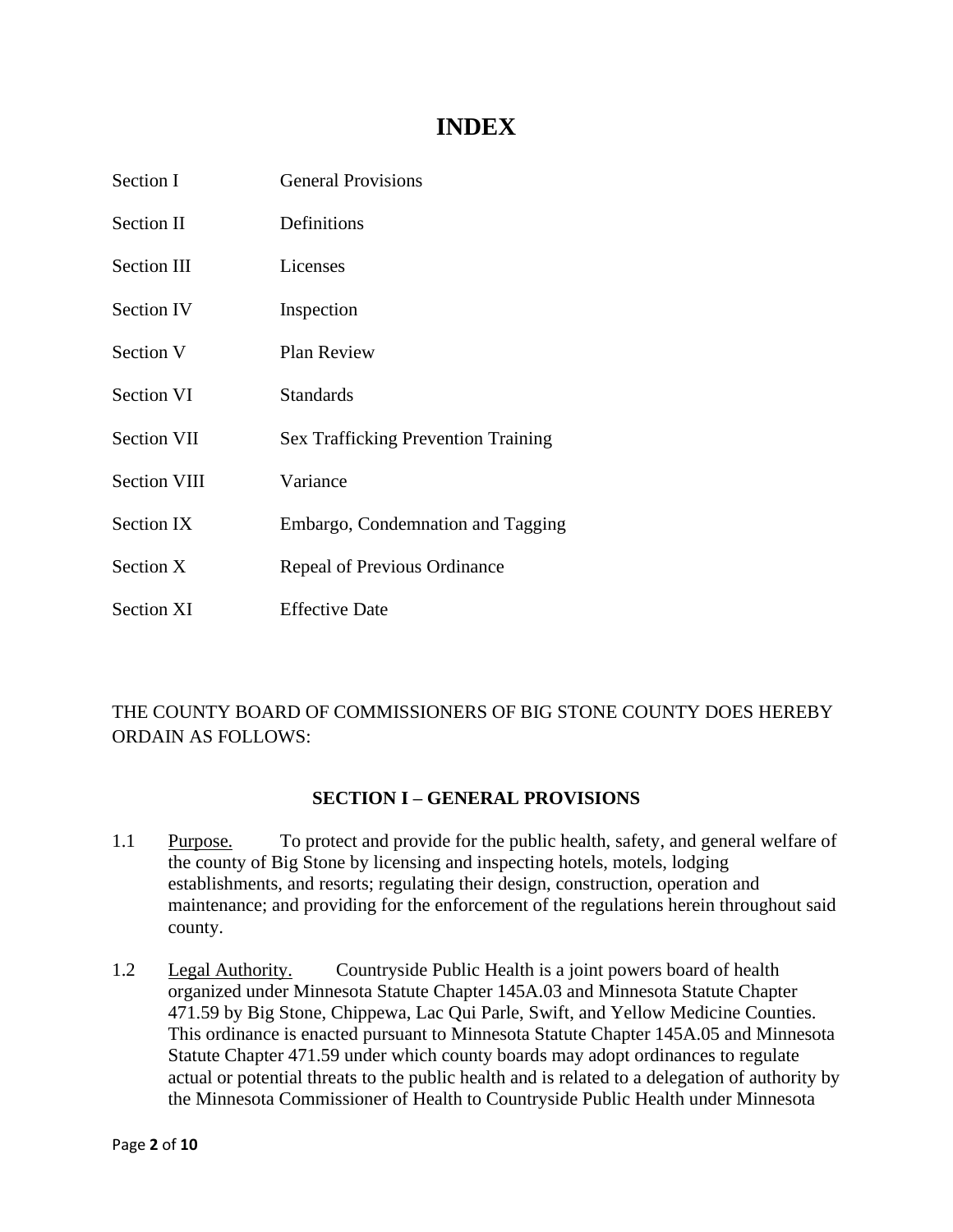# INDEX

| | |
|---|---|
| Section I | General Provisions |
| Section II | Definitions |
| Section III | Licenses |
| Section IV | Inspection |
| Section V | Plan Review |
| Section VI | Standards |
| Section VII | Sex Trafficking Prevention Training |
| Section VIII | Variance |
| Section IX | Embargo, Condemnation and Tagging |
| Section X | Repeal of Previous Ordinance |
| Section XI | Effective Date |

THE COUNTY BOARD OF COMMISSIONERS OF BIG STONE COUNTY DOES HEREBY ORDAIN AS FOLLOWS:

## SECTION I – GENERAL PROVISIONS

1.1 Purpose. To protect and provide for the public health, safety, and general welfare of the county of Big Stone by licensing and inspecting hotels, motels, lodging establishments, and resorts; regulating their design, construction, operation and maintenance; and providing for the enforcement of the regulations herein throughout said county.

1.2 Legal Authority. Countryside Public Health is a joint powers board of health organized under Minnesota Statute Chapter 145A.03 and Minnesota Statute Chapter 471.59 by Big Stone, Chippewa, Lac Qui Parle, Swift, and Yellow Medicine Counties. This ordinance is enacted pursuant to Minnesota Statute Chapter 145A.05 and Minnesota Statute Chapter 471.59 under which county boards may adopt ordinances to regulate actual or potential threats to the public health and is related to a delegation of authority by the Minnesota Commissioner of Health to Countryside Public Health under Minnesota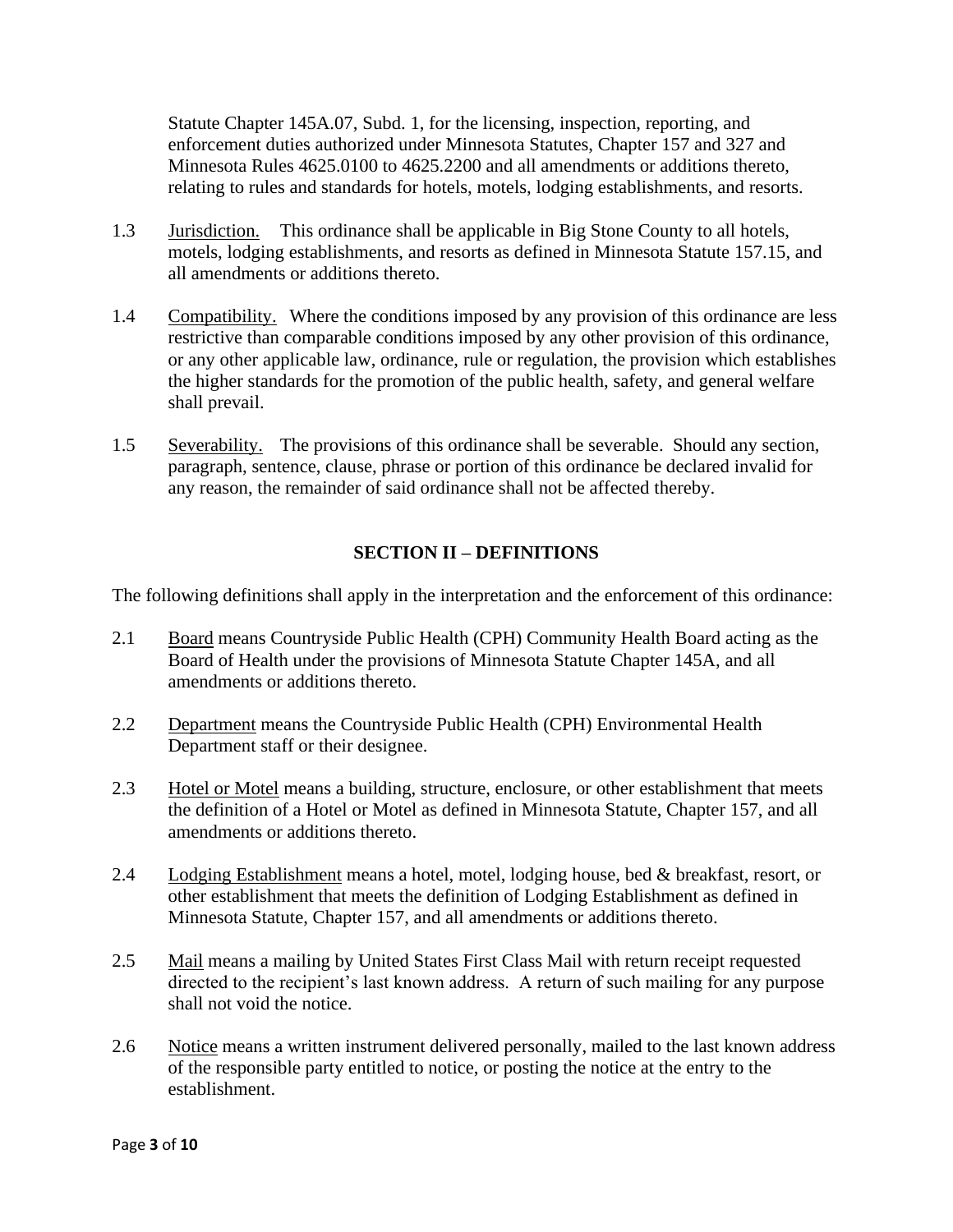Statute Chapter 145A.07, Subd. 1, for the licensing, inspection, reporting, and enforcement duties authorized under Minnesota Statutes, Chapter 157 and 327 and Minnesota Rules 4625.0100 to 4625.2200 and all amendments or additions thereto, relating to rules and standards for hotels, motels, lodging establishments, and resorts.

1.3 Jurisdiction. This ordinance shall be applicable in Big Stone County to all hotels, motels, lodging establishments, and resorts as defined in Minnesota Statute 157.15, and all amendments or additions thereto.

1.4 Compatibility. Where the conditions imposed by any provision of this ordinance are less restrictive than comparable conditions imposed by any other provision of this ordinance, or any other applicable law, ordinance, rule or regulation, the provision which establishes the higher standards for the promotion of the public health, safety, and general welfare shall prevail.

1.5 Severability. The provisions of this ordinance shall be severable. Should any section, paragraph, sentence, clause, phrase or portion of this ordinance be declared invalid for any reason, the remainder of said ordinance shall not be affected thereby.

## SECTION II – DEFINITIONS

The following definitions shall apply in the interpretation and the enforcement of this ordinance:

2.1 Board means Countryside Public Health (CPH) Community Health Board acting as the Board of Health under the provisions of Minnesota Statute Chapter 145A, and all amendments or additions thereto.

2.2 Department means the Countryside Public Health (CPH) Environmental Health Department staff or their designee.

2.3 Hotel or Motel means a building, structure, enclosure, or other establishment that meets the definition of a Hotel or Motel as defined in Minnesota Statute, Chapter 157, and all amendments or additions thereto.

2.4 Lodging Establishment means a hotel, motel, lodging house, bed & breakfast, resort, or other establishment that meets the definition of Lodging Establishment as defined in Minnesota Statute, Chapter 157, and all amendments or additions thereto.

2.5 Mail means a mailing by United States First Class Mail with return receipt requested directed to the recipient's last known address. A return of such mailing for any purpose shall not void the notice.

2.6 Notice means a written instrument delivered personally, mailed to the last known address of the responsible party entitled to notice, or posting the notice at the entry to the establishment.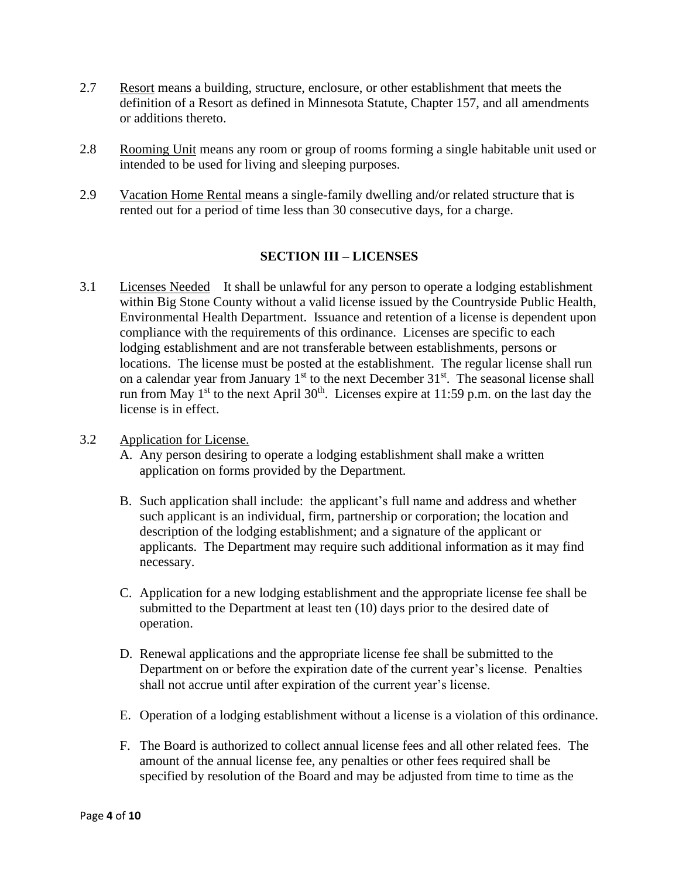2.7 Resort means a building, structure, enclosure, or other establishment that meets the definition of a Resort as defined in Minnesota Statute, Chapter 157, and all amendments or additions thereto.

2.8 Rooming Unit means any room or group of rooms forming a single habitable unit used or intended to be used for living and sleeping purposes.

2.9 Vacation Home Rental means a single-family dwelling and/or related structure that is rented out for a period of time less than 30 consecutive days, for a charge.

## SECTION III – LICENSES

3.1 Licenses Needed It shall be unlawful for any person to operate a lodging establishment within Big Stone County without a valid license issued by the Countryside Public Health, Environmental Health Department. Issuance and retention of a license is dependent upon compliance with the requirements of this ordinance. Licenses are specific to each lodging establishment and are not transferable between establishments, persons or locations. The license must be posted at the establishment. The regular license shall run on a calendar year from January 1st to the next December 31st. The seasonal license shall run from May 1st to the next April 30th. Licenses expire at 11:59 p.m. on the last day the license is in effect.

3.2 Application for License.

A. Any person desiring to operate a lodging establishment shall make a written application on forms provided by the Department.

B. Such application shall include: the applicant's full name and address and whether such applicant is an individual, firm, partnership or corporation; the location and description of the lodging establishment; and a signature of the applicant or applicants. The Department may require such additional information as it may find necessary.

C. Application for a new lodging establishment and the appropriate license fee shall be submitted to the Department at least ten (10) days prior to the desired date of operation.

D. Renewal applications and the appropriate license fee shall be submitted to the Department on or before the expiration date of the current year's license. Penalties shall not accrue until after expiration of the current year's license.

E. Operation of a lodging establishment without a license is a violation of this ordinance.

F. The Board is authorized to collect annual license fees and all other related fees. The amount of the annual license fee, any penalties or other fees required shall be specified by resolution of the Board and may be adjusted from time to time as the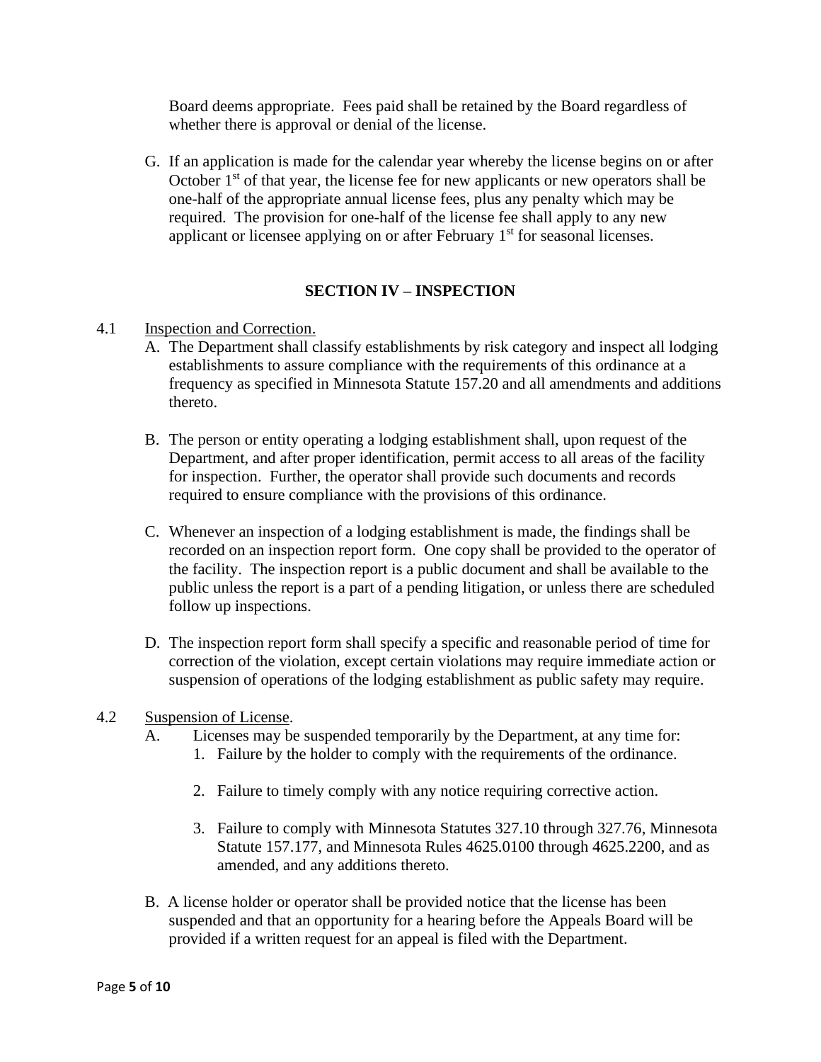Board deems appropriate. Fees paid shall be retained by the Board regardless of whether there is approval or denial of the license.

G. If an application is made for the calendar year whereby the license begins on or after October 1st of that year, the license fee for new applicants or new operators shall be one-half of the appropriate annual license fees, plus any penalty which may be required. The provision for one-half of the license fee shall apply to any new applicant or licensee applying on or after February 1st for seasonal licenses.

## SECTION IV – INSPECTION

4.1 Inspection and Correction.

A. The Department shall classify establishments by risk category and inspect all lodging establishments to assure compliance with the requirements of this ordinance at a frequency as specified in Minnesota Statute 157.20 and all amendments and additions thereto.

B. The person or entity operating a lodging establishment shall, upon request of the Department, and after proper identification, permit access to all areas of the facility for inspection. Further, the operator shall provide such documents and records required to ensure compliance with the provisions of this ordinance.

C. Whenever an inspection of a lodging establishment is made, the findings shall be recorded on an inspection report form. One copy shall be provided to the operator of the facility. The inspection report is a public document and shall be available to the public unless the report is a part of a pending litigation, or unless there are scheduled follow up inspections.

D. The inspection report form shall specify a specific and reasonable period of time for correction of the violation, except certain violations may require immediate action or suspension of operations of the lodging establishment as public safety may require.

4.2 Suspension of License.

A. Licenses may be suspended temporarily by the Department, at any time for:

1. Failure by the holder to comply with the requirements of the ordinance.

2. Failure to timely comply with any notice requiring corrective action.

3. Failure to comply with Minnesota Statutes 327.10 through 327.76, Minnesota Statute 157.177, and Minnesota Rules 4625.0100 through 4625.2200, and as amended, and any additions thereto.

B. A license holder or operator shall be provided notice that the license has been suspended and that an opportunity for a hearing before the Appeals Board will be provided if a written request for an appeal is filed with the Department.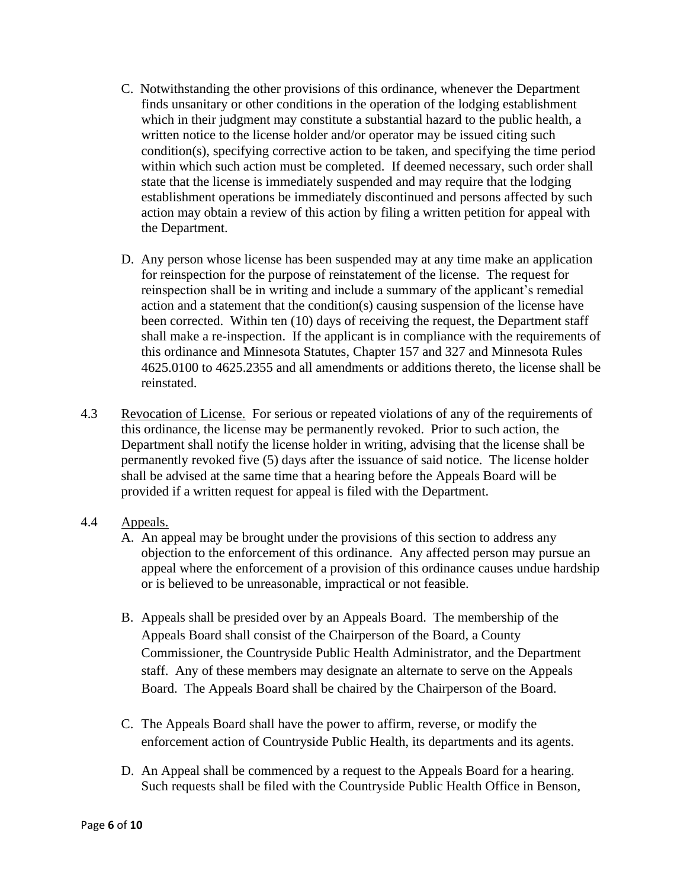C. Notwithstanding the other provisions of this ordinance, whenever the Department finds unsanitary or other conditions in the operation of the lodging establishment which in their judgment may constitute a substantial hazard to the public health, a written notice to the license holder and/or operator may be issued citing such condition(s), specifying corrective action to be taken, and specifying the time period within which such action must be completed. If deemed necessary, such order shall state that the license is immediately suspended and may require that the lodging establishment operations be immediately discontinued and persons affected by such action may obtain a review of this action by filing a written petition for appeal with the Department.

D. Any person whose license has been suspended may at any time make an application for reinspection for the purpose of reinstatement of the license. The request for reinspection shall be in writing and include a summary of the applicant's remedial action and a statement that the condition(s) causing suspension of the license have been corrected. Within ten (10) days of receiving the request, the Department staff shall make a re-inspection. If the applicant is in compliance with the requirements of this ordinance and Minnesota Statutes, Chapter 157 and 327 and Minnesota Rules 4625.0100 to 4625.2355 and all amendments or additions thereto, the license shall be reinstated.

4.3 Revocation of License. For serious or repeated violations of any of the requirements of this ordinance, the license may be permanently revoked. Prior to such action, the Department shall notify the license holder in writing, advising that the license shall be permanently revoked five (5) days after the issuance of said notice. The license holder shall be advised at the same time that a hearing before the Appeals Board will be provided if a written request for appeal is filed with the Department.

4.4 Appeals.

A. An appeal may be brought under the provisions of this section to address any objection to the enforcement of this ordinance. Any affected person may pursue an appeal where the enforcement of a provision of this ordinance causes undue hardship or is believed to be unreasonable, impractical or not feasible.

B. Appeals shall be presided over by an Appeals Board. The membership of the Appeals Board shall consist of the Chairperson of the Board, a County Commissioner, the Countryside Public Health Administrator, and the Department staff. Any of these members may designate an alternate to serve on the Appeals Board. The Appeals Board shall be chaired by the Chairperson of the Board.

C. The Appeals Board shall have the power to affirm, reverse, or modify the enforcement action of Countryside Public Health, its departments and its agents.

D. An Appeal shall be commenced by a request to the Appeals Board for a hearing. Such requests shall be filed with the Countryside Public Health Office in Benson,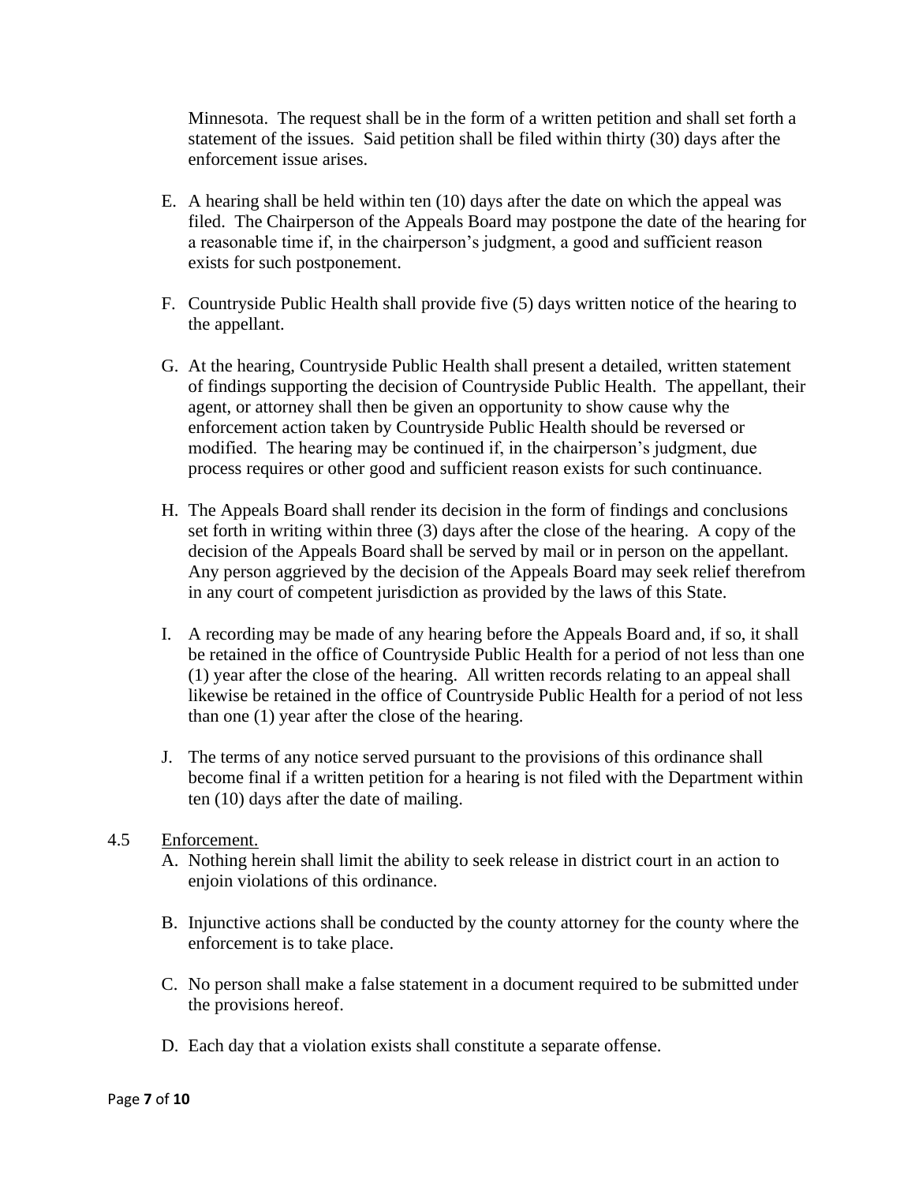Minnesota. The request shall be in the form of a written petition and shall set forth a statement of the issues. Said petition shall be filed within thirty (30) days after the enforcement issue arises.

E. A hearing shall be held within ten (10) days after the date on which the appeal was filed. The Chairperson of the Appeals Board may postpone the date of the hearing for a reasonable time if, in the chairperson's judgment, a good and sufficient reason exists for such postponement.

F. Countryside Public Health shall provide five (5) days written notice of the hearing to the appellant.

G. At the hearing, Countryside Public Health shall present a detailed, written statement of findings supporting the decision of Countryside Public Health. The appellant, their agent, or attorney shall then be given an opportunity to show cause why the enforcement action taken by Countryside Public Health should be reversed or modified. The hearing may be continued if, in the chairperson's judgment, due process requires or other good and sufficient reason exists for such continuance.

H. The Appeals Board shall render its decision in the form of findings and conclusions set forth in writing within three (3) days after the close of the hearing. A copy of the decision of the Appeals Board shall be served by mail or in person on the appellant. Any person aggrieved by the decision of the Appeals Board may seek relief therefrom in any court of competent jurisdiction as provided by the laws of this State.

I. A recording may be made of any hearing before the Appeals Board and, if so, it shall be retained in the office of Countryside Public Health for a period of not less than one (1) year after the close of the hearing. All written records relating to an appeal shall likewise be retained in the office of Countryside Public Health for a period of not less than one (1) year after the close of the hearing.

J. The terms of any notice served pursuant to the provisions of this ordinance shall become final if a written petition for a hearing is not filed with the Department within ten (10) days after the date of mailing.

4.5 Enforcement.

A. Nothing herein shall limit the ability to seek release in district court in an action to enjoin violations of this ordinance.

B. Injunctive actions shall be conducted by the county attorney for the county where the enforcement is to take place.

C. No person shall make a false statement in a document required to be submitted under the provisions hereof.

D. Each day that a violation exists shall constitute a separate offense.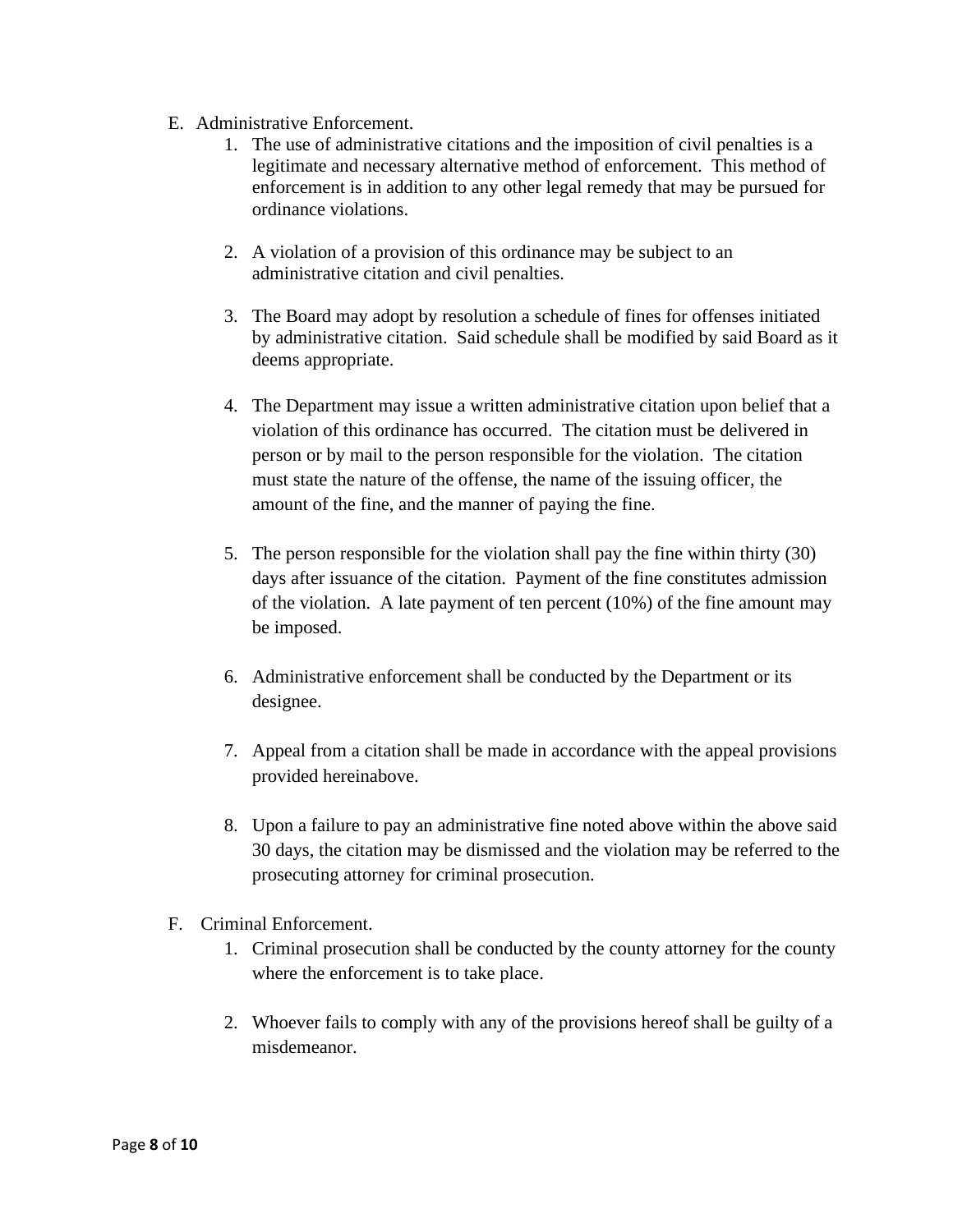E. Administrative Enforcement.

1. The use of administrative citations and the imposition of civil penalties is a legitimate and necessary alternative method of enforcement. This method of enforcement is in addition to any other legal remedy that may be pursued for ordinance violations.

2. A violation of a provision of this ordinance may be subject to an administrative citation and civil penalties.

3. The Board may adopt by resolution a schedule of fines for offenses initiated by administrative citation. Said schedule shall be modified by said Board as it deems appropriate.

4. The Department may issue a written administrative citation upon belief that a violation of this ordinance has occurred. The citation must be delivered in person or by mail to the person responsible for the violation. The citation must state the nature of the offense, the name of the issuing officer, the amount of the fine, and the manner of paying the fine.

5. The person responsible for the violation shall pay the fine within thirty (30) days after issuance of the citation. Payment of the fine constitutes admission of the violation. A late payment of ten percent (10%) of the fine amount may be imposed.

6. Administrative enforcement shall be conducted by the Department or its designee.

7. Appeal from a citation shall be made in accordance with the appeal provisions provided hereinabove.

8. Upon a failure to pay an administrative fine noted above within the above said 30 days, the citation may be dismissed and the violation may be referred to the prosecuting attorney for criminal prosecution.

F. Criminal Enforcement.

1. Criminal prosecution shall be conducted by the county attorney for the county where the enforcement is to take place.

2. Whoever fails to comply with any of the provisions hereof shall be guilty of a misdemeanor.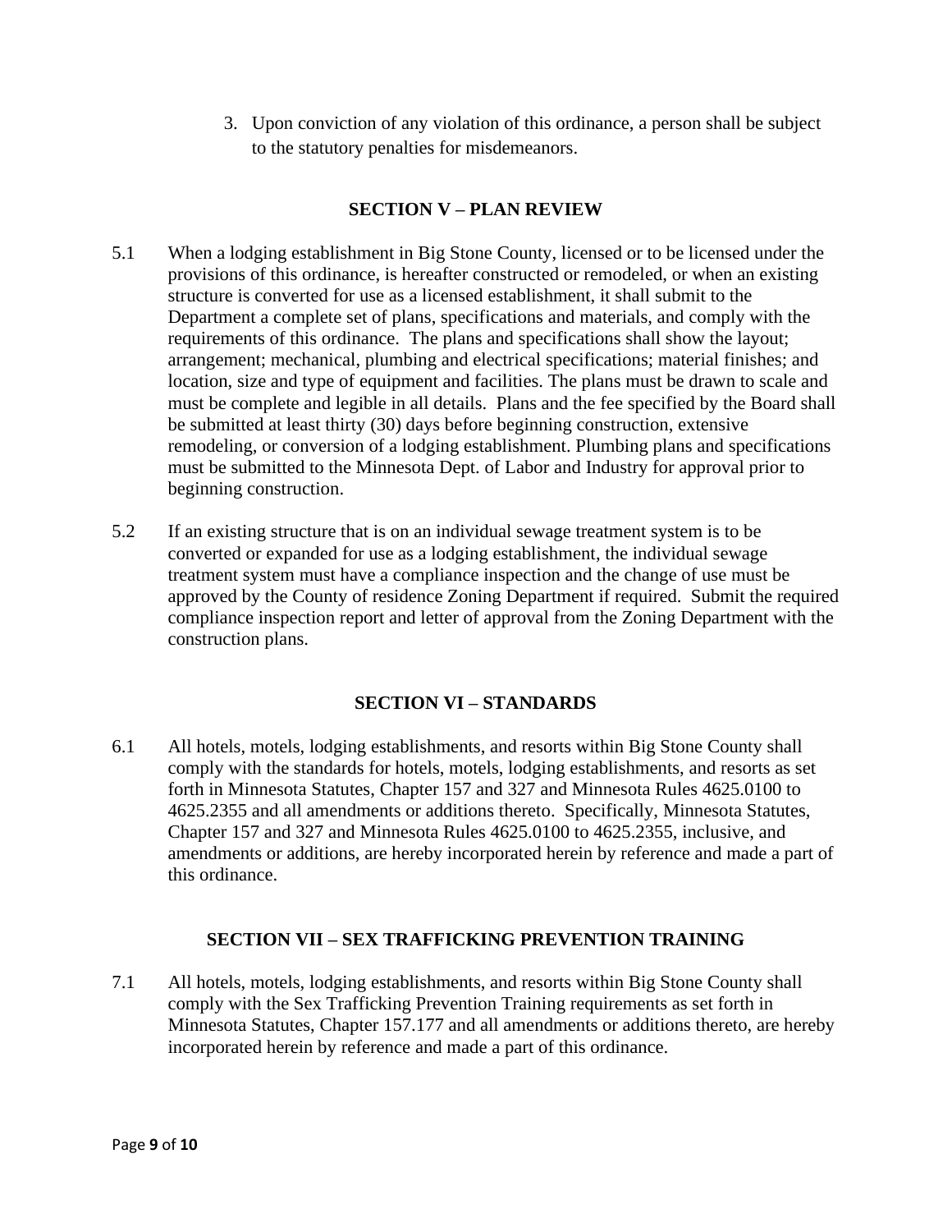3. Upon conviction of any violation of this ordinance, a person shall be subject to the statutory penalties for misdemeanors.

## SECTION V – PLAN REVIEW

5.1 When a lodging establishment in Big Stone County, licensed or to be licensed under the provisions of this ordinance, is hereafter constructed or remodeled, or when an existing structure is converted for use as a licensed establishment, it shall submit to the Department a complete set of plans, specifications and materials, and comply with the requirements of this ordinance. The plans and specifications shall show the layout; arrangement; mechanical, plumbing and electrical specifications; material finishes; and location, size and type of equipment and facilities. The plans must be drawn to scale and must be complete and legible in all details. Plans and the fee specified by the Board shall be submitted at least thirty (30) days before beginning construction, extensive remodeling, or conversion of a lodging establishment. Plumbing plans and specifications must be submitted to the Minnesota Dept. of Labor and Industry for approval prior to beginning construction.

5.2 If an existing structure that is on an individual sewage treatment system is to be converted or expanded for use as a lodging establishment, the individual sewage treatment system must have a compliance inspection and the change of use must be approved by the County of residence Zoning Department if required. Submit the required compliance inspection report and letter of approval from the Zoning Department with the construction plans.

## SECTION VI – STANDARDS

6.1 All hotels, motels, lodging establishments, and resorts within Big Stone County shall comply with the standards for hotels, motels, lodging establishments, and resorts as set forth in Minnesota Statutes, Chapter 157 and 327 and Minnesota Rules 4625.0100 to 4625.2355 and all amendments or additions thereto. Specifically, Minnesota Statutes, Chapter 157 and 327 and Minnesota Rules 4625.0100 to 4625.2355, inclusive, and amendments or additions, are hereby incorporated herein by reference and made a part of this ordinance.

## SECTION VII – SEX TRAFFICKING PREVENTION TRAINING

7.1 All hotels, motels, lodging establishments, and resorts within Big Stone County shall comply with the Sex Trafficking Prevention Training requirements as set forth in Minnesota Statutes, Chapter 157.177 and all amendments or additions thereto, are hereby incorporated herein by reference and made a part of this ordinance.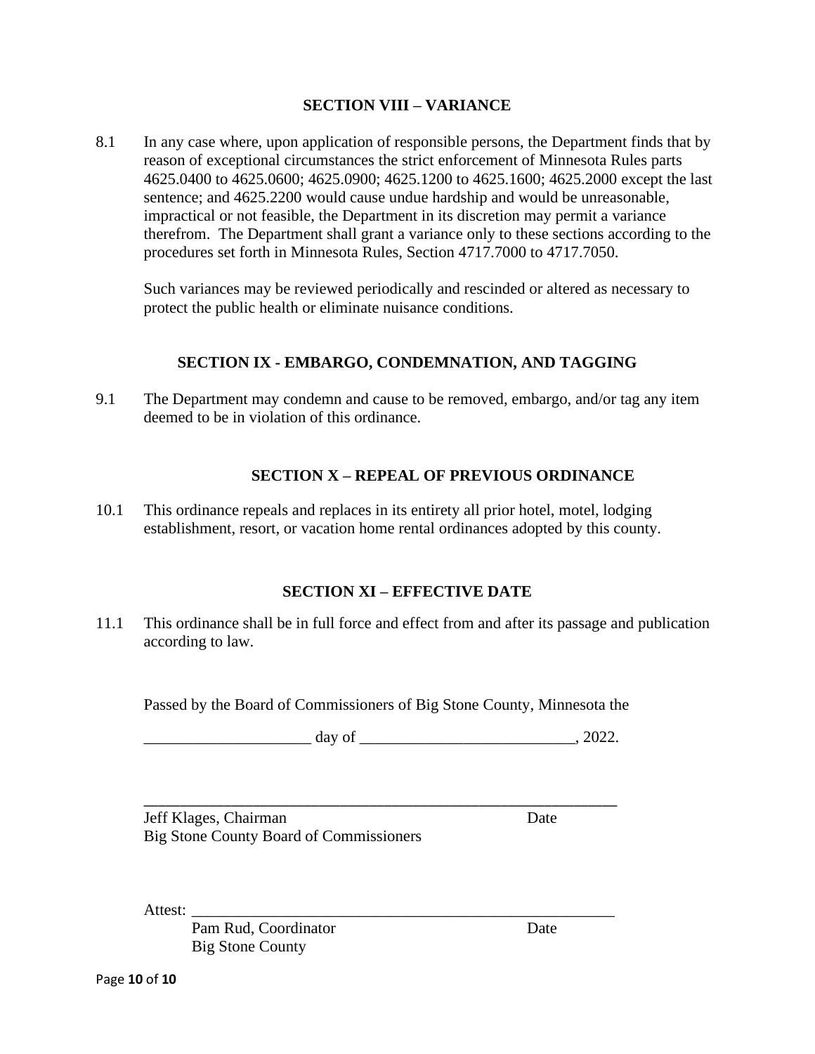## SECTION VIII – VARIANCE

8.1 In any case where, upon application of responsible persons, the Department finds that by reason of exceptional circumstances the strict enforcement of Minnesota Rules parts 4625.0400 to 4625.0600; 4625.0900; 4625.1200 to 4625.1600; 4625.2000 except the last sentence; and 4625.2200 would cause undue hardship and would be unreasonable, impractical or not feasible, the Department in its discretion may permit a variance therefrom. The Department shall grant a variance only to these sections according to the procedures set forth in Minnesota Rules, Section 4717.7000 to 4717.7050.

Such variances may be reviewed periodically and rescinded or altered as necessary to protect the public health or eliminate nuisance conditions.

## SECTION IX - EMBARGO, CONDEMNATION, AND TAGGING

9.1 The Department may condemn and cause to be removed, embargo, and/or tag any item deemed to be in violation of this ordinance.

## SECTION X – REPEAL OF PREVIOUS ORDINANCE

10.1 This ordinance repeals and replaces in its entirety all prior hotel, motel, lodging establishment, resort, or vacation home rental ordinances adopted by this county.

## SECTION XI – EFFECTIVE DATE

11.1 This ordinance shall be in full force and effect from and after its passage and publication according to law.

Passed by the Board of Commissioners of Big Stone County, Minnesota the

_____________________ day of ___________________________, 2022.

_______________________________________________________________

Jeff Klages, Chairman Date
Big Stone County Board of Commissioners

Attest: _______________________________________________________

Pam Rud, Coordinator Date
Big Stone County